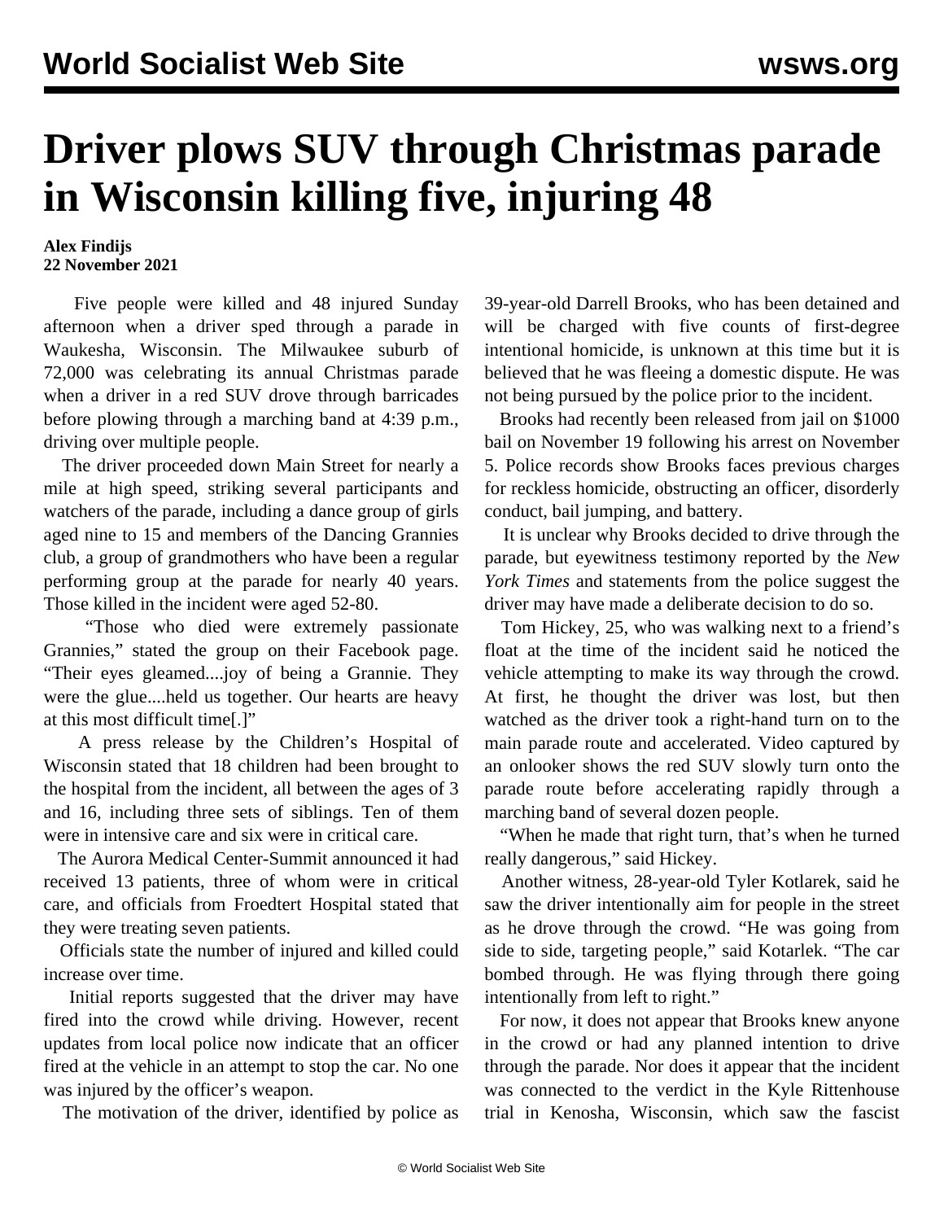# Driver plows SUV through Christmas parade in Wisconsin killing five, injuring 48

**Alex Findijs**
**22 November 2021**

Five people were killed and 48 injured Sunday afternoon when a driver sped through a parade in Waukesha, Wisconsin. The Milwaukee suburb of 72,000 was celebrating its annual Christmas parade when a driver in a red SUV drove through barricades before plowing through a marching band at 4:39 p.m., driving over multiple people.

The driver proceeded down Main Street for nearly a mile at high speed, striking several participants and watchers of the parade, including a dance group of girls aged nine to 15 and members of the Dancing Grannies club, a group of grandmothers who have been a regular performing group at the parade for nearly 40 years. Those killed in the incident were aged 52-80.

"Those who died were extremely passionate Grannies," stated the group on their Facebook page. "Their eyes gleamed....joy of being a Grannie. They were the glue....held us together. Our hearts are heavy at this most difficult time[.]"

A press release by the Children's Hospital of Wisconsin stated that 18 children had been brought to the hospital from the incident, all between the ages of 3 and 16, including three sets of siblings. Ten of them were in intensive care and six were in critical care.

The Aurora Medical Center-Summit announced it had received 13 patients, three of whom were in critical care, and officials from Froedtert Hospital stated that they were treating seven patients.

Officials state the number of injured and killed could increase over time.

Initial reports suggested that the driver may have fired into the crowd while driving. However, recent updates from local police now indicate that an officer fired at the vehicle in an attempt to stop the car. No one was injured by the officer's weapon.

The motivation of the driver, identified by police as 39-year-old Darrell Brooks, who has been detained and will be charged with five counts of first-degree intentional homicide, is unknown at this time but it is believed that he was fleeing a domestic dispute. He was not being pursued by the police prior to the incident.

Brooks had recently been released from jail on $1000 bail on November 19 following his arrest on November 5. Police records show Brooks faces previous charges for reckless homicide, obstructing an officer, disorderly conduct, bail jumping, and battery.

It is unclear why Brooks decided to drive through the parade, but eyewitness testimony reported by the *New York Times* and statements from the police suggest the driver may have made a deliberate decision to do so.

Tom Hickey, 25, who was walking next to a friend's float at the time of the incident said he noticed the vehicle attempting to make its way through the crowd. At first, he thought the driver was lost, but then watched as the driver took a right-hand turn on to the main parade route and accelerated. Video captured by an onlooker shows the red SUV slowly turn onto the parade route before accelerating rapidly through a marching band of several dozen people.

"When he made that right turn, that's when he turned really dangerous," said Hickey.

Another witness, 28-year-old Tyler Kotlarek, said he saw the driver intentionally aim for people in the street as he drove through the crowd. "He was going from side to side, targeting people," said Kotarlek. "The car bombed through. He was flying through there going intentionally from left to right."

For now, it does not appear that Brooks knew anyone in the crowd or had any planned intention to drive through the parade. Nor does it appear that the incident was connected to the verdict in the Kyle Rittenhouse trial in Kenosha, Wisconsin, which saw the fascist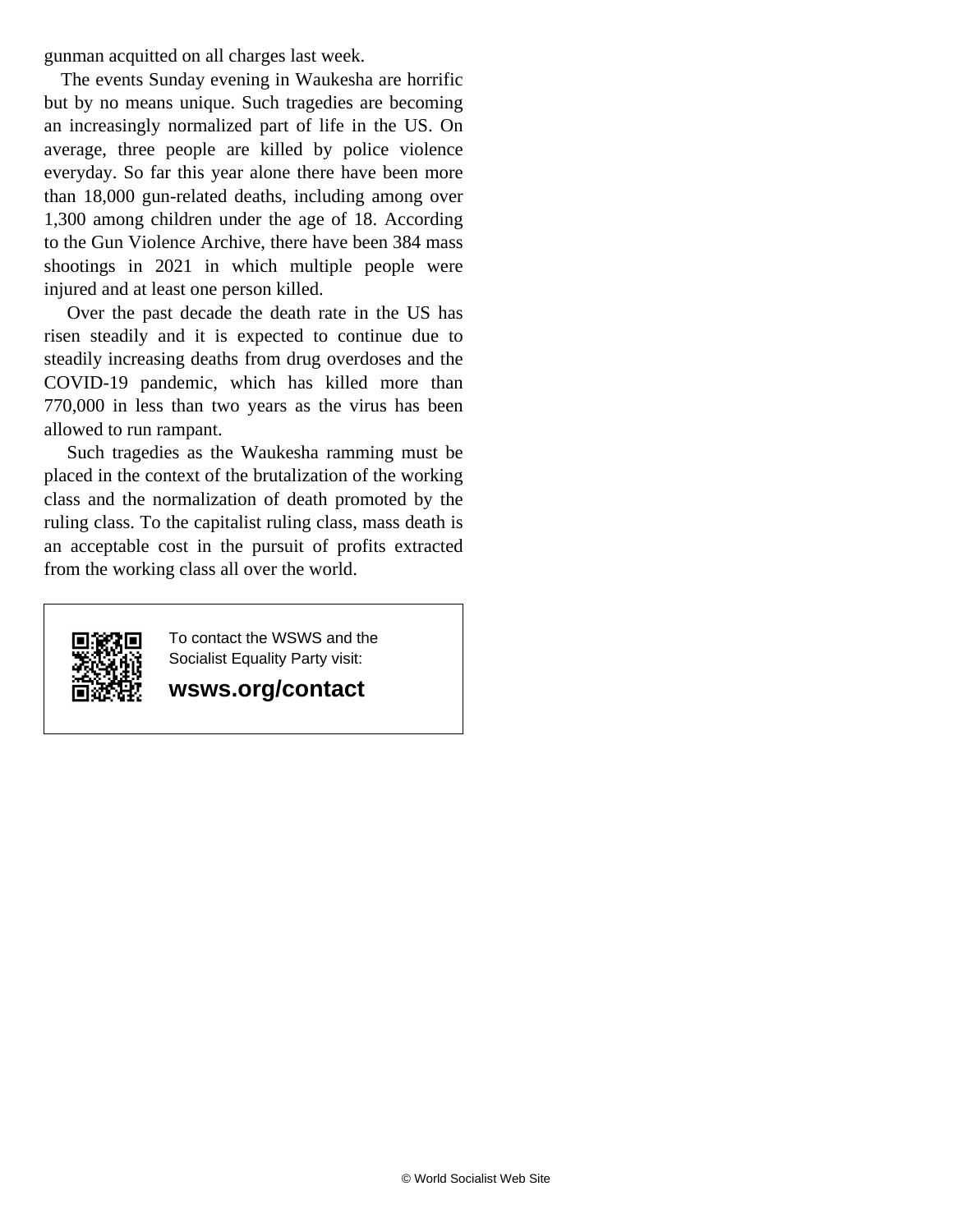gunman acquitted on all charges last week.

The events Sunday evening in Waukesha are horrific but by no means unique. Such tragedies are becoming an increasingly normalized part of life in the US. On average, three people are killed by police violence everyday. So far this year alone there have been more than 18,000 gun-related deaths, including among over 1,300 among children under the age of 18. According to the Gun Violence Archive, there have been 384 mass shootings in 2021 in which multiple people were injured and at least one person killed.

Over the past decade the death rate in the US has risen steadily and it is expected to continue due to steadily increasing deaths from drug overdoses and the COVID-19 pandemic, which has killed more than 770,000 in less than two years as the virus has been allowed to run rampant.

Such tragedies as the Waukesha ramming must be placed in the context of the brutalization of the working class and the normalization of death promoted by the ruling class. To the capitalist ruling class, mass death is an acceptable cost in the pursuit of profits extracted from the working class all over the world.

To contact the WSWS and the Socialist Equality Party visit:

**wsws.org/contact**